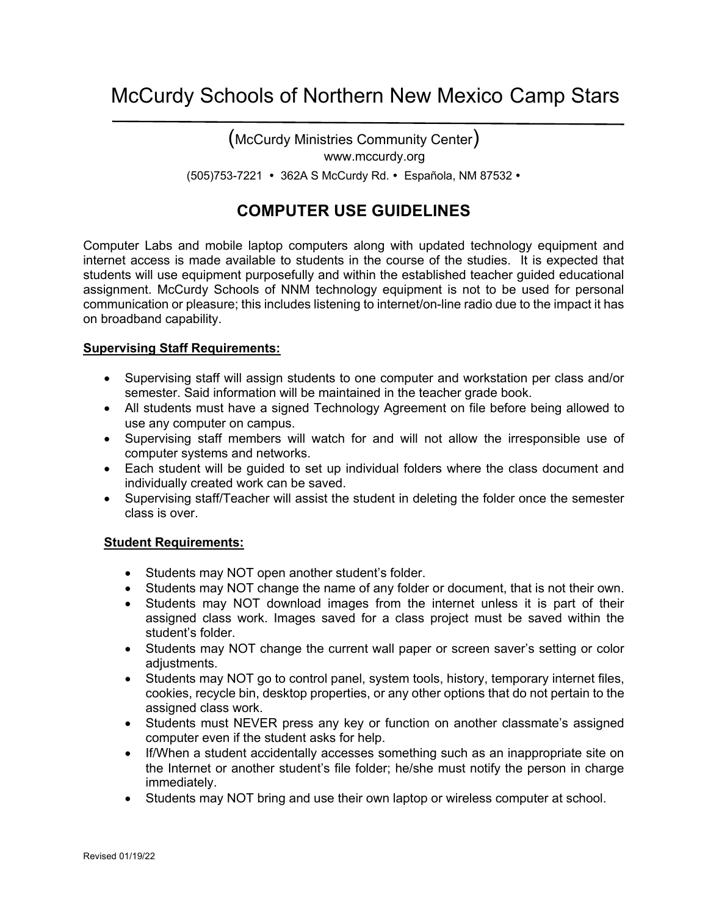# McCurdy Schools of Northern New Mexico Camp Stars

(McCurdy Ministries Community Center)
www.mccurdy.org
(505)753-7221 • 362A S McCurdy Rd. • Española, NM 87532 •

## COMPUTER USE GUIDELINES

Computer Labs and mobile laptop computers along with updated technology equipment and internet access is made available to students in the course of the studies. It is expected that students will use equipment purposefully and within the established teacher guided educational assignment. McCurdy Schools of NNM technology equipment is not to be used for personal communication or pleasure; this includes listening to internet/on-line radio due to the impact it has on broadband capability.

**Supervising Staff Requirements:**

- Supervising staff will assign students to one computer and workstation per class and/or semester. Said information will be maintained in the teacher grade book.
- All students must have a signed Technology Agreement on file before being allowed to use any computer on campus.
- Supervising staff members will watch for and will not allow the irresponsible use of computer systems and networks.
- Each student will be guided to set up individual folders where the class document and individually created work can be saved.
- Supervising staff/Teacher will assist the student in deleting the folder once the semester class is over.

**Student Requirements:**

- Students may NOT open another student's folder.
- Students may NOT change the name of any folder or document, that is not their own.
- Students may NOT download images from the internet unless it is part of their assigned class work. Images saved for a class project must be saved within the student's folder.
- Students may NOT change the current wall paper or screen saver's setting or color adjustments.
- Students may NOT go to control panel, system tools, history, temporary internet files, cookies, recycle bin, desktop properties, or any other options that do not pertain to the assigned class work.
- Students must NEVER press any key or function on another classmate's assigned computer even if the student asks for help.
- If/When a student accidentally accesses something such as an inappropriate site on the Internet or another student's file folder; he/she must notify the person in charge immediately.
- Students may NOT bring and use their own laptop or wireless computer at school.

Revised 01/19/22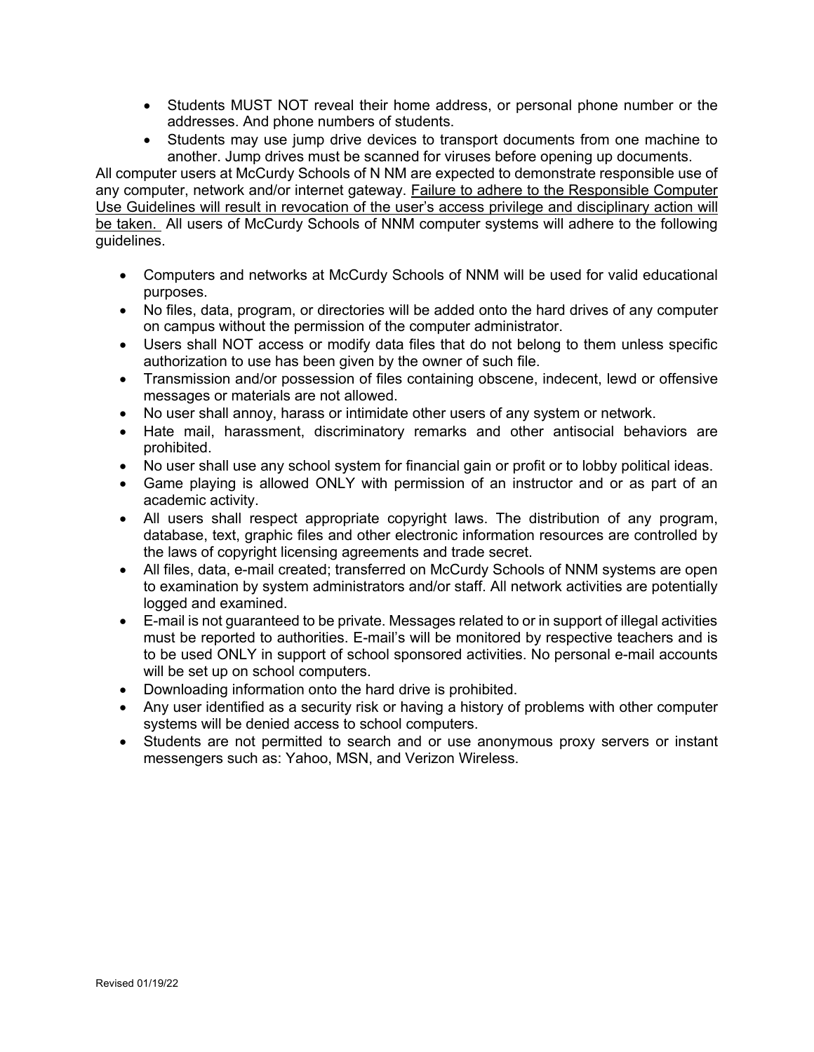- Students MUST NOT reveal their home address, or personal phone number or the addresses. And phone numbers of students.
- Students may use jump drive devices to transport documents from one machine to another. Jump drives must be scanned for viruses before opening up documents.

All computer users at McCurdy Schools of N NM are expected to demonstrate responsible use of any computer, network and/or internet gateway. <u>Failure to adhere to the Responsible Computer Use Guidelines will result in revocation of the user's access privilege and disciplinary action will be taken.</u> All users of McCurdy Schools of NNM computer systems will adhere to the following guidelines.

- Computers and networks at McCurdy Schools of NNM will be used for valid educational purposes.
- No files, data, program, or directories will be added onto the hard drives of any computer on campus without the permission of the computer administrator.
- Users shall NOT access or modify data files that do not belong to them unless specific authorization to use has been given by the owner of such file.
- Transmission and/or possession of files containing obscene, indecent, lewd or offensive messages or materials are not allowed.
- No user shall annoy, harass or intimidate other users of any system or network.
- Hate mail, harassment, discriminatory remarks and other antisocial behaviors are prohibited.
- No user shall use any school system for financial gain or profit or to lobby political ideas.
- Game playing is allowed ONLY with permission of an instructor and or as part of an academic activity.
- All users shall respect appropriate copyright laws. The distribution of any program, database, text, graphic files and other electronic information resources are controlled by the laws of copyright licensing agreements and trade secret.
- All files, data, e-mail created; transferred on McCurdy Schools of NNM systems are open to examination by system administrators and/or staff. All network activities are potentially logged and examined.
- E-mail is not guaranteed to be private. Messages related to or in support of illegal activities must be reported to authorities. E-mail's will be monitored by respective teachers and is to be used ONLY in support of school sponsored activities. No personal e-mail accounts will be set up on school computers.
- Downloading information onto the hard drive is prohibited.
- Any user identified as a security risk or having a history of problems with other computer systems will be denied access to school computers.
- Students are not permitted to search and or use anonymous proxy servers or instant messengers such as: Yahoo, MSN, and Verizon Wireless.

Revised 01/19/22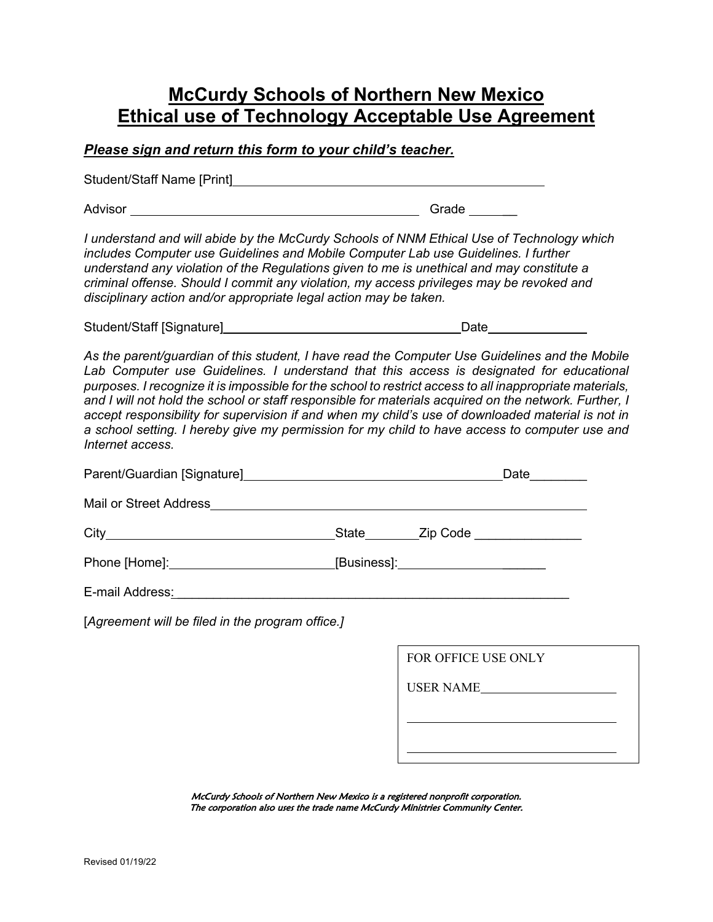# McCurdy Schools of Northern New Mexico
# Ethical use of Technology Acceptable Use Agreement

***Please sign and return this form to your child's teacher.***

Student/Staff Name [Print]______________________________________________

Advisor ________________________________________ Grade ________

*I understand and will abide by the McCurdy Schools of NNM Ethical Use of Technology which includes Computer use Guidelines and Mobile Computer Lab use Guidelines. I further understand any violation of the Regulations given to me is unethical and may constitute a criminal offense. Should I commit any violation, my access privileges may be revoked and disciplinary action and/or appropriate legal action may be taken.*

Student/Staff [Signature]___________________________________Date_____________

*As the parent/guardian of this student, I have read the Computer Use Guidelines and the Mobile Lab Computer use Guidelines. I understand that this access is designated for educational purposes. I recognize it is impossible for the school to restrict access to all inappropriate materials, and I will not hold the school or staff responsible for materials acquired on the network. Further, I accept responsibility for supervision if and when my child's use of downloaded material is not in a school setting. I hereby give my permission for my child to have access to computer use and Internet access.*

Parent/Guardian [Signature]___________________________________Date________

Mail or Street Address_____________________________________________________

City_______________________________State________Zip Code _______________

Phone [Home]:_______________________[Business]:_____________________

E-mail Address:________________________________________________________

[*Agreement will be filed in the program office.]*

FOR OFFICE USE ONLY

USER NAME____________________

______________________________

______________________________

*McCurdy Schools of Northern New Mexico is a registered nonprofit corporation.*
*The corporation also uses the trade name McCurdy Ministries Community Center.*

Revised 01/19/22